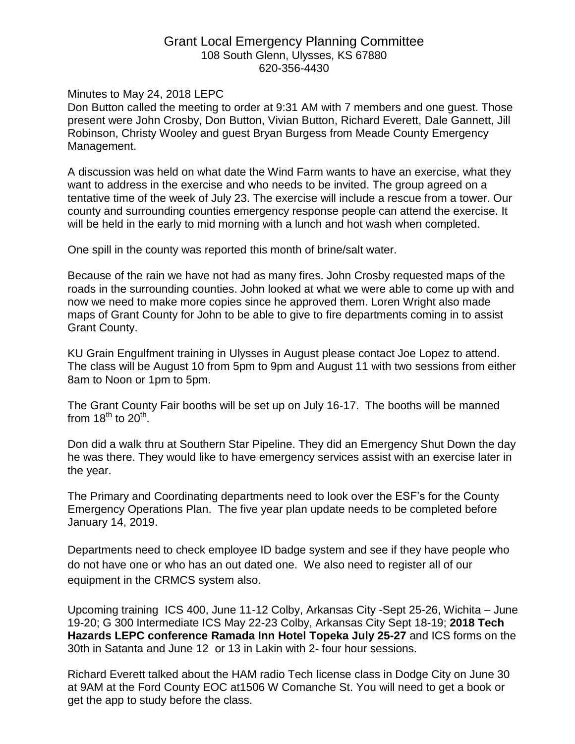# Grant Local Emergency Planning Committee

108 South Glenn, Ulysses, KS 67880
620-356-4430

Minutes to May 24, 2018 LEPC

Don Button called the meeting to order at 9:31 AM with 7 members and one guest. Those present were John Crosby, Don Button, Vivian Button, Richard Everett, Dale Gannett, Jill Robinson, Christy Wooley and guest Bryan Burgess from Meade County Emergency Management.

A discussion was held on what date the Wind Farm wants to have an exercise, what they want to address in the exercise and who needs to be invited. The group agreed on a tentative time of the week of July 23. The exercise will include a rescue from a tower. Our county and surrounding counties emergency response people can attend the exercise. It will be held in the early to mid morning with a lunch and hot wash when completed.

One spill in the county was reported this month of brine/salt water.

Because of the rain we have not had as many fires. John Crosby requested maps of the roads in the surrounding counties. John looked at what we were able to come up with and now we need to make more copies since he approved them. Loren Wright also made maps of Grant County for John to be able to give to fire departments coming in to assist Grant County.

KU Grain Engulfment training in Ulysses in August please contact Joe Lopez to attend. The class will be August 10 from 5pm to 9pm and August 11 with two sessions from either 8am to Noon or 1pm to 5pm.

The Grant County Fair booths will be set up on July 16-17. The booths will be manned from 18th to 20th.

Don did a walk thru at Southern Star Pipeline. They did an Emergency Shut Down the day he was there. They would like to have emergency services assist with an exercise later in the year.

The Primary and Coordinating departments need to look over the ESF's for the County Emergency Operations Plan. The five year plan update needs to be completed before January 14, 2019.

Departments need to check employee ID badge system and see if they have people who do not have one or who has an out dated one. We also need to register all of our equipment in the CRMCS system also.

Upcoming training ICS 400, June 11-12 Colby, Arkansas City -Sept 25-26, Wichita – June 19-20; G 300 Intermediate ICS May 22-23 Colby, Arkansas City Sept 18-19; **2018 Tech Hazards LEPC conference Ramada Inn Hotel Topeka July 25-27** and ICS forms on the 30th in Satanta and June 12 or 13 in Lakin with 2- four hour sessions.

Richard Everett talked about the HAM radio Tech license class in Dodge City on June 30 at 9AM at the Ford County EOC at1506 W Comanche St. You will need to get a book or get the app to study before the class.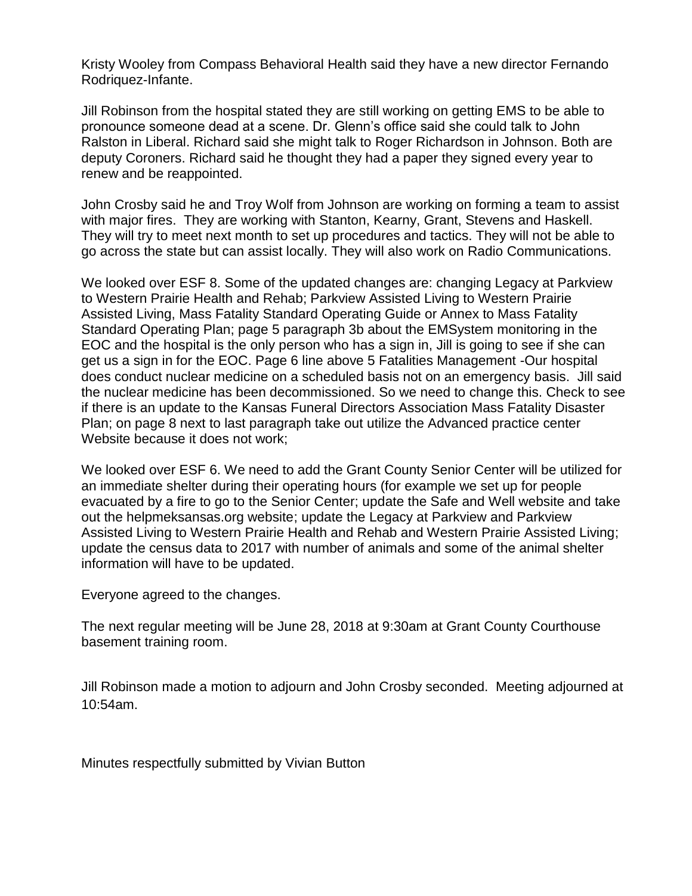Kristy Wooley from Compass Behavioral Health said they have a new director Fernando Rodriquez-Infante.

Jill Robinson from the hospital stated they are still working on getting EMS to be able to pronounce someone dead at a scene. Dr. Glenn's office said she could talk to John Ralston in Liberal. Richard said she might talk to Roger Richardson in Johnson. Both are deputy Coroners. Richard said he thought they had a paper they signed every year to renew and be reappointed.

John Crosby said he and Troy Wolf from Johnson are working on forming a team to assist with major fires. They are working with Stanton, Kearny, Grant, Stevens and Haskell. They will try to meet next month to set up procedures and tactics. They will not be able to go across the state but can assist locally. They will also work on Radio Communications.

We looked over ESF 8. Some of the updated changes are: changing Legacy at Parkview to Western Prairie Health and Rehab; Parkview Assisted Living to Western Prairie Assisted Living, Mass Fatality Standard Operating Guide or Annex to Mass Fatality Standard Operating Plan; page 5 paragraph 3b about the EMSystem monitoring in the EOC and the hospital is the only person who has a sign in, Jill is going to see if she can get us a sign in for the EOC. Page 6 line above 5 Fatalities Management -Our hospital does conduct nuclear medicine on a scheduled basis not on an emergency basis. Jill said the nuclear medicine has been decommissioned. So we need to change this. Check to see if there is an update to the Kansas Funeral Directors Association Mass Fatality Disaster Plan; on page 8 next to last paragraph take out utilize the Advanced practice center Website because it does not work;

We looked over ESF 6. We need to add the Grant County Senior Center will be utilized for an immediate shelter during their operating hours (for example we set up for people evacuated by a fire to go to the Senior Center; update the Safe and Well website and take out the helpmeksansas.org website; update the Legacy at Parkview and Parkview Assisted Living to Western Prairie Health and Rehab and Western Prairie Assisted Living; update the census data to 2017 with number of animals and some of the animal shelter information will have to be updated.

Everyone agreed to the changes.

The next regular meeting will be June 28, 2018 at 9:30am at Grant County Courthouse basement training room.

Jill Robinson made a motion to adjourn and John Crosby seconded. Meeting adjourned at 10:54am.

Minutes respectfully submitted by Vivian Button